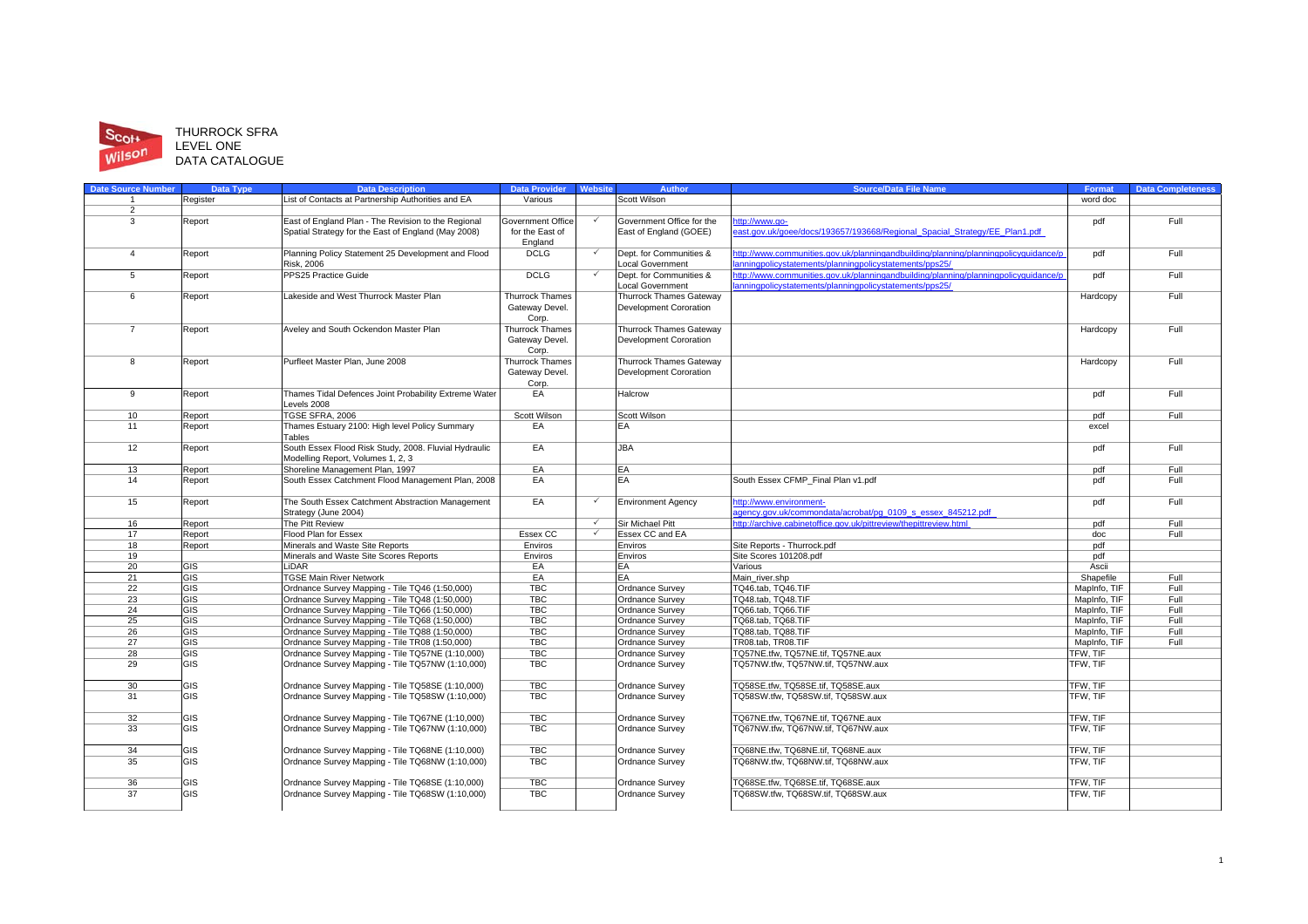# THURROCK SFRA
## LEVEL ONE
## DATA CATALOGUE

| Date Source Number | Data Type | Data Description | Data Provider | Website | Author | Source/Data File Name | Format | Data Completeness |
|---|---|---|---|---|---|---|---|---|
| 1 | Register | List of Contacts at Partnership Authorities and EA | Various | | Scott Wilson | | word doc | |
| 2 | | | | | | | | |
| 3 | Report | East of England Plan - The Revision to the Regional Spatial Strategy for the East of England (May 2008) | Government Office for the East of England | ✓ | Government Office for the East of England (GOEE) | http://www.go-east.gov.uk/goee/docs/193657/193668/Regional_Spacial_Strategy/EE_Plan1.pdf | pdf | Full |
| 4 | Report | Planning Policy Statement 25 Development and Flood Risk, 2006 | DCLG | ✓ | Dept. for Communities & Local Government | http://www.communities.gov.uk/planningandbuilding/planning/planningpolicyguidance/planningpolicystatements/planningpolicystatements/pps25/ | pdf | Full |
| 5 | Report | PPS25 Practice Guide | DCLG | ✓ | Dept. for Communities & Local Government | http://www.communities.gov.uk/planningandbuilding/planning/planningpolicyguidance/planningpolicystatements/planningpolicystatements/pps25/ | pdf | Full |
| 6 | Report | Lakeside and West Thurrock Master Plan | Thurrock Thames Gateway Devel. Corp. | | Thurrock Thames Gateway Development The Coroation | | Hardcopy | Full |
| 7 | Report | Aveley and South Ockendon Master Plan | Thurrock Thames Gateway Devel. Corp. | | Thurrock Thames Gateway Development Coroation | | Hardcopy | Full |
| 8 | Report | Purfleet Master Plan, June 2008 | Thurrock Thames Gateway Devel. Corp. | | Thurrock Thames Gateway Development Coroation | | Hardcopy | Full |
| 9 | Report | Thames Tidal Defences Joint Probability Extreme Water Levels 2008 | EA | | Halcrow | | pdf | Full |
| 10 | Report | TGSE SFRA, 2006 | Scott Wilson | | Scott Wilson | | pdf | Full |
| 11 | Report | Thames Estuary 2100: High level Policy Summary Tables | EA | | EA | | excel | |
| 12 | Report | South Essex Flood Risk Study, 2008. Fluvial Hydraulic Modelling Report, Volumes 1, 2, 3 | EA | | JBA | | pdf | Full |
| 13 | Report | Shoreline Management Plan, 1997 | EA | | EA | | pdf | Full |
| 14 | Report | South Essex Catchment Flood Management Plan, 2008 | EA | | EA | South Essex CFMP_Final Plan v1.pdf | pdf | Full |
| 15 | Report | The South Essex Catchment Abstraction Management Strategy (June 2004) | EA | ✓ | Environment Agency | http://www.environment-agency.gov.uk/commondata/acrobat/pg_0109_s_essex_845212.pdf | pdf | Full |
| 16 | Report | The Pitt Review | | ✓ | Sir Michael Pitt | http://archive.cabinetoffice.gov.uk/pittreview/thepittreview.html | pdf | Full |
| 17 | Report | Flood Plan for Essex | Essex CC | ✓ | Essex CC and EA | | doc | Full |
| 18 | Report | Minerals and Waste Site Reports | Enviros | | Enviros | Site Reports - Thurrock.pdf | pdf | |
| 19 | | Minerals and Waste Site Scores Reports | Enviros | | Enviros | Site Scores 101208.pdf | pdf | |
| 20 | GIS | LiDAR | EA | | EA | Various | Ascii | |
| 21 | GIS | TGSE Main River Network | EA | | EA | Main_river.shp | Shapefile | Full |
| 22 | GIS | Ordnance Survey Mapping - Tile TQ46 (1:50,000) | TBC | | Ordnance Survey | TQ46.tab, TQ46.TIF | MapInfo, TIF | Full |
| 23 | GIS | Ordnance Survey Mapping - Tile TQ48 (1:50,000) | TBC | | Ordnance Survey | TQ48.tab, TQ48.TIF | MapInfo, TIF | Full |
| 24 | GIS | Ordnance Survey Mapping - Tile TQ66 (1:50,000) | TBC | | Ordnance Survey | TQ66.tab, TQ66.TIF | MapInfo, TIF | Full |
| 25 | GIS | Ordnance Survey Mapping - Tile TQ68 (1:50,000) | TBC | | Ordnance Survey | TQ68.tab, TQ68.TIF | MapInfo, TIF | Full |
| 26 | GIS | Ordnance Survey Mapping - Tile TQ88 (1:50,000) | TBC | | Ordnance Survey | TQ88.tab, TQ88.TIF | MapInfo, TIF | Full |
| 27 | GIS | Ordnance Survey Mapping - Tile TR08 (1:50,000) | TBC | | Ordnance Survey | TR08.tab, TR08.TIF | MapInfo, TIF | Full |
| 28 | GIS | Ordnance Survey Mapping - Tile TQ57NE (1:10,000) | TBC | | Ordnance Survey | TQ57NE.tfw, TQ57NE.tif, TQ57NE.aux | TFW, TIF | |
| 29 | GIS | Ordnance Survey Mapping - Tile TQ57NW (1:10,000) | TBC | | Ordnance Survey | TQ57NW.tfw, TQ57NW.tif, TQ57NW.aux | TFW, TIF | |
| 30 | GIS | Ordnance Survey Mapping - Tile TQ58SE (1:10,000) | TBC | | Ordnance Survey | TQ58SE.tfw, TQ58SE.tif, TQ58SE.aux | TFW, TIF | |
| 31 | GIS | Ordnance Survey Mapping - Tile TQ58SW (1:10,000) | TBC | | Ordnance Survey | TQ58SW.tfw, TQ58SW.tif, TQ58SW.aux | TFW, TIF | |
| 32 | GIS | Ordnance Survey Mapping - Tile TQ67NE (1:10,000) | TBC | | Ordnance Survey | TQ67NE.tfw, TQ67NE.tif, TQ67NE.aux | TFW, TIF | |
| 33 | GIS | Ordnance Survey Mapping - Tile TQ67NW (1:10,000) | TBC | | Ordnance Survey | TQ67NW.tfw, TQ67NW.tif, TQ67NW.aux | TFW, TIF | |
| 34 | GIS | Ordnance Survey Mapping - Tile TQ68NE (1:10,000) | TBC | | Ordnance Survey | TQ68NE.tfw, TQ68NE.tif, TQ68NE.aux | TFW, TIF | |
| 35 | GIS | Ordnance Survey Mapping - Tile TQ68NW (1:10,000) | TBC | | Ordnance Survey | TQ68NW.tfw, TQ68NW.tif, TQ68NW.aux | TFW, TIF | |
| 36 | GIS | Ordnance Survey Mapping - Tile TQ68SE (1:10,000) | TBC | | Ordnance Survey | TQ68SE.tfw, TQ68SE.tif, TQ68SE.aux | TFW, TIF | |
| 37 | GIS | Ordnance Survey Mapping - Tile TQ68SW (1:10,000) | TBC | | Ordnance Survey | TQ68SW.tfw, TQ68SW.tif, TQ68SW.aux | TFW, TIF | |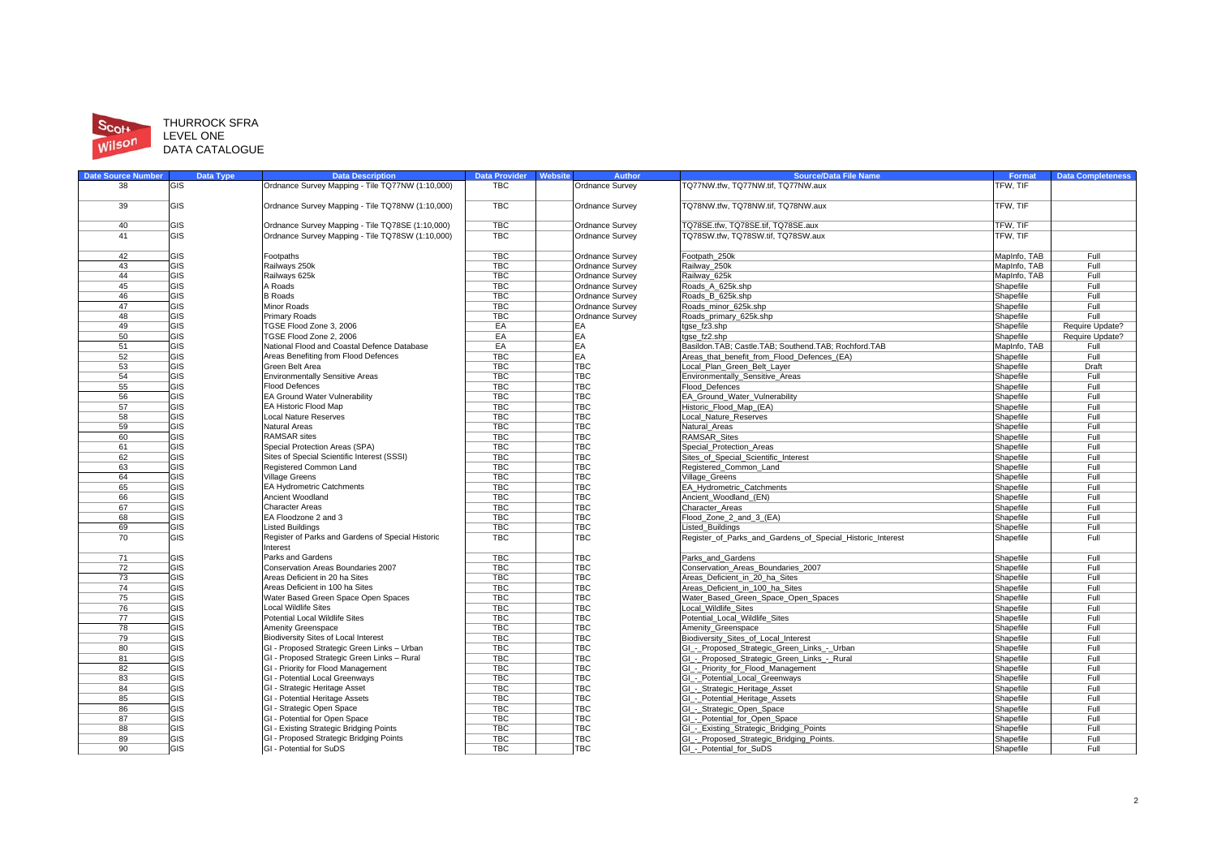THURROCK SFRA
LEVEL ONE
DATA CATALOGUE

| Date Source Number | Data Type | Data Description | Data Provider | Website | Author | Source/Data File Name | Format | Data Completeness |
|---|---|---|---|---|---|---|---|---|
| 38 | GIS | Ordnance Survey Mapping - Tile TQ77NW (1:10,000) | TBC | | Ordnance Survey | TQ77NW.tfw, TQ77NW.tif, TQ77NW.aux | TFW, TIF | |
| 39 | GIS | Ordnance Survey Mapping - Tile TQ78NW (1:10,000) | TBC | | Ordnance Survey | TQ78NW.tfw, TQ78NW.tif, TQ78NW.aux | TFW, TIF | |
| 40 | GIS | Ordnance Survey Mapping - Tile TQ78SE (1:10,000) | TBC | | Ordnance Survey | TQ78SE.tfw, TQ78SE.tif, TQ78SE.aux | TFW, TIF | |
| 41 | GIS | Ordnance Survey Mapping - Tile TQ78SW (1:10,000) | TBC | | Ordnance Survey | TQ78SW.tfw, TQ78SW.tif, TQ78SW.aux | TFW, TIF | |
| 42 | GIS | Footpaths | TBC | | Ordnance Survey | Footpath_250k | MapInfo, TAB | Full |
| 43 | GIS | Railways 250k | TBC | | Ordnance Survey | Railway_250k | MapInfo, TAB | Full |
| 44 | GIS | Railways 625k | TBC | | Ordnance Survey | Railway_625k | MapInfo, TAB | Full |
| 45 | GIS | A Roads | TBC | | Ordnance Survey | Roads_A_625k.shp | Shapefile | Full |
| 46 | GIS | B Roads | TBC | | Ordnance Survey | Roads_B_625k.shp | Shapefile | Full |
| 47 | GIS | Minor Roads | TBC | | Ordnance Survey | Roads_minor_625k.shp | Shapefile | Full |
| 48 | GIS | Primary Roads | TBC | | Ordnance Survey | Roads_primary_625k.shp | Shapefile | Full |
| 49 | GIS | TGSE Flood Zone 3, 2006 | EA | | EA | tgse_fz3.shp | Shapefile | Require Update? |
| 50 | GIS | TGSE Flood Zone 2, 2006 | EA | | EA | tgse_fz2.shp | Shapefile | Require Update? |
| 51 | GIS | National Flood and Coastal Defence Database | EA | | EA | Basildon.TAB; Castle.TAB; Southend.TAB; Rochford.TAB | MapInfo, TAB | Full |
| 52 | GIS | Areas Benefiting from Flood Defences | TBC | | EA | Areas_that_benefit_from_Flood_Defences_(EA) | Shapefile | Full |
| 53 | GIS | Green Belt Area | TBC | | TBC | Local_Plan_Green_Belt_Layer | Shapefile | Draft |
| 54 | GIS | Environmentally Sensitive Areas | TBC | | TBC | Environmentally_Sensitive_Areas | Shapefile | Full |
| 55 | GIS | Flood Defences | TBC | | TBC | Flood_Defences | Shapefile | Full |
| 56 | GIS | EA Ground Water Vulnerability | TBC | | TBC | EA_Ground_Water_Vulnerability | Shapefile | Full |
| 57 | GIS | EA Historic Flood Map | TBC | | TBC | Historic_Flood_Map_(EA) | Shapefile | Full |
| 58 | GIS | Local Nature Reserves | TBC | | TBC | Local_Nature_Reserves | Shapefile | Full |
| 59 | GIS | Natural Areas | TBC | | TBC | Natural_Areas | Shapefile | Full |
| 60 | GIS | RAMSAR sites | TBC | | TBC | RAMSAR_Sites | Shapefile | Full |
| 61 | GIS | Special Protection Areas (SPA) | TBC | | TBC | Special_Protection_Areas | Shapefile | Full |
| 62 | GIS | Sites of Special Scientific Interest (SSSI) | TBC | | TBC | Sites_of_Special_Scientific_Interest | Shapefile | Full |
| 63 | GIS | Registered Common Land | TBC | | TBC | Registered_Common_Land | Shapefile | Full |
| 64 | GIS | Village Greens | TBC | | TBC | Village_Greens | Shapefile | Full |
| 65 | GIS | EA Hydrometric Catchments | TBC | | TBC | EA_Hydrometric_Catchments | Shapefile | Full |
| 66 | GIS | Ancient Woodland | TBC | | TBC | Ancient_Woodland_(EN) | Shapefile | Full |
| 67 | GIS | Character Areas | TBC | | TBC | Character_Areas | Shapefile | Full |
| 68 | GIS | EA Floodzone 2 and 3 | TBC | | TBC | Flood_Zone_2_and_3_(EA) | Shapefile | Full |
| 69 | GIS | Listed Buildings | TBC | | TBC | Listed_Buildings | Shapefile | Full |
| 70 | GIS | Register of Parks and Gardens of Special Historic Interest | TBC | | TBC | Register_of_Parks_and_Gardens_of_Special_Historic_Interest | Shapefile | Full |
| 71 | GIS | Parks and Gardens | TBC | | TBC | Parks_and_Gardens | Shapefile | Full |
| 72 | GIS | Conservation Areas Boundaries 2007 | TBC | | TBC | Conservation_Areas_Boundaries_2007 | Shapefile | Full |
| 73 | GIS | Areas Deficient in 20 ha Sites | TBC | | TBC | Areas_Deficient_in_20_ha_Sites | Shapefile | Full |
| 74 | GIS | Areas Deficient in 100 ha Sites | TBC | | TBC | Areas_Deficient_in_100_ha_Sites | Shapefile | Full |
| 75 | GIS | Water Based Green Space Open Spaces | TBC | | TBC | Water_Based_Green_Space_Open_Spaces | Shapefile | Full |
| 76 | GIS | Local Wildlife Sites | TBC | | TBC | Local_Wildlife_Sites | Shapefile | Full |
| 77 | GIS | Potential Local Wildlife Sites | TBC | | TBC | Potential_Local_Wildlife_Sites | Shapefile | Full |
| 78 | GIS | Amenity Greenspace | TBC | | TBC | Amenity_Greenspace | Shapefile | Full |
| 79 | GIS | Biodiversity Sites of Local Interest | TBC | | TBC | Biodiversity_Sites_of_Local_Interest | Shapefile | Full |
| 80 | GIS | GI - Proposed Strategic Green Links – Urban | TBC | | TBC | GI_-_Proposed_Strategic_Green_Links_-_Urban | Shapefile | Full |
| 81 | GIS | GI - Proposed Strategic Green Links – Rural | TBC | | TBC | GI_-_Proposed_Strategic_Green_Links_-_Rural | Shapefile | Full |
| 82 | GIS | GI - Priority for Flood Management | TBC | | TBC | GI_-_Priority_for_Flood_Management | Shapefile | Full |
| 83 | GIS | GI - Potential Local Greenways | TBC | | TBC | GI_-_Potential_Local_Greenways | Shapefile | Full |
| 84 | GIS | GI - Strategic Heritage Asset | TBC | | TBC | GI_-_Strategic_Heritage_Asset | Shapefile | Full |
| 85 | GIS | GI - Potential Heritage Assets | TBC | | TBC | GI_-_Potential_Heritage_Assets | Shapefile | Full |
| 86 | GIS | GI - Strategic Open Space | TBC | | TBC | GI_-_Strategic_Open_Space | Shapefile | Full |
| 87 | GIS | GI - Potential for Open Space | TBC | | TBC | GI_-_Potential_for_Open_Space | Shapefile | Full |
| 88 | GIS | GI - Existing Strategic Bridging Points | TBC | | TBC | GI_-_Existing_Strategic_Bridging_Points | Shapefile | Full |
| 89 | GIS | GI - Proposed Strategic Bridging Points | TBC | | TBC | GI_-_Proposed_Strategic_Bridging_Points. | Shapefile | Full |
| 90 | GIS | GI - Potential for SuDS | TBC | | TBC | GI_-_Potential_for_SuDS | Shapefile | Full |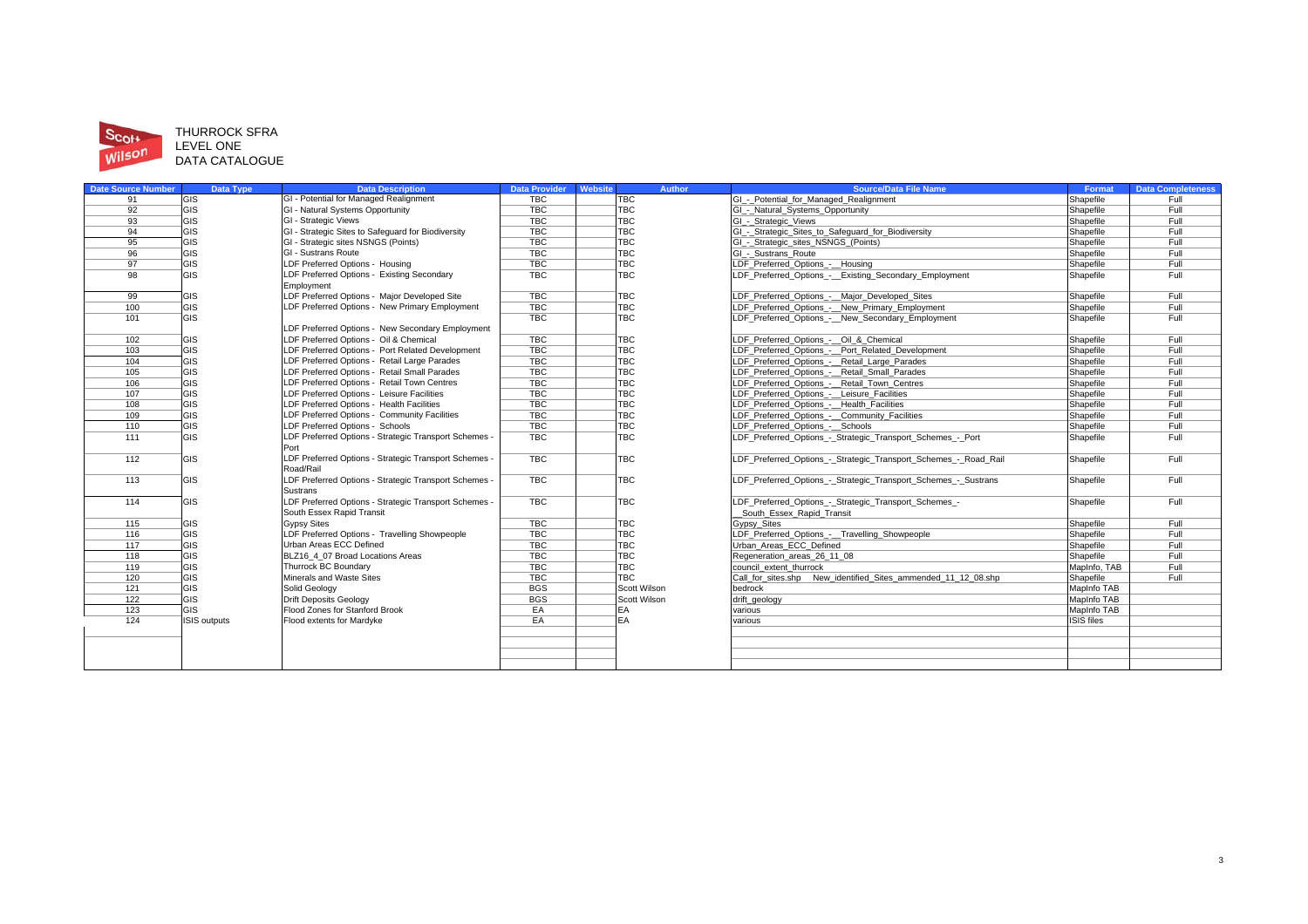THURROCK SFRA
LEVEL ONE
DATA CATALOGUE

| Date Source Number | Data Type | Data Description | Data Provider | Website | Author | Source/Data File Name | Format | Data Completeness |
|---|---|---|---|---|---|---|---|---|
| 91 | GIS | GI - Potential for Managed Realignment | TBC | | TBC | GI_-_Potential_for_Managed_Realignment | Shapefile | Full |
| 92 | GIS | GI - Natural Systems Opportunity | TBC | | TBC | GI_-_Natural_Systems_Opportunity | Shapefile | Full |
| 93 | GIS | GI - Strategic Views | TBC | | TBC | GI_-_Strategic_Views | Shapefile | Full |
| 94 | GIS | GI - Strategic Sites to Safeguard for Biodiversity | TBC | | TBC | GI_-_Strategic_Sites_to_Safeguard_for_Biodiversity | Shapefile | Full |
| 95 | GIS | GI - Strategic sites NSNGS (Points) | TBC | | TBC | GI_-_Strategic_sites_NSNGS_(Points) | Shapefile | Full |
| 96 | GIS | GI - Sustrans Route | TBC | | TBC | GI_-_Sustrans_Route | Shapefile | Full |
| 97 | GIS | LDF Preferred Options - Housing | TBC | | TBC | LDF_Preferred_Options_-__Housing | Shapefile | Full |
| 98 | GIS | LDF Preferred Options - Existing Secondary Employment | TBC | | TBC | LDF_Preferred_Options_-__Existing_Secondary_Employment | Shapefile | Full |
| 99 | GIS | LDF Preferred Options - Major Developed Site | TBC | | TBC | LDF_Preferred_Options_-__Major_Developed_Sites | Shapefile | Full |
| 100 | GIS | LDF Preferred Options - New Primary Employment | TBC | | TBC | LDF_Preferred_Options_-__New_Primary_Employment | Shapefile | Full |
| 101 | GIS | LDF Preferred Options - New Secondary Employment | TBC | | TBC | LDF_Preferred_Options_-__New_Secondary_Employment | Shapefile | Full |
| 102 | GIS | LDF Preferred Options - Oil & Chemical | TBC | | TBC | LDF_Preferred_Options_-__Oil_&_Chemical | Shapefile | Full |
| 103 | GIS | LDF Preferred Options - Port Related Development | TBC | | TBC | LDF_Preferred_Options_-__Port_Related_Development | Shapefile | Full |
| 104 | GIS | LDF Preferred Options - Retail Large Parades | TBC | | TBC | LDF_Preferred_Options_-__Retail_Large_Parades | Shapefile | Full |
| 105 | GIS | LDF Preferred Options - Retail Small Parades | TBC | | TBC | LDF_Preferred_Options_-__Retail_Small_Parades | Shapefile | Full |
| 106 | GIS | LDF Preferred Options - Retail Town Centres | TBC | | TBC | LDF_Preferred_Options_-__Retail_Town_Centres | Shapefile | Full |
| 107 | GIS | LDF Preferred Options - Leisure Facilities | TBC | | TBC | LDF_Preferred_Options_-__Leisure_Facilities | Shapefile | Full |
| 108 | GIS | LDF Preferred Options - Health Facilities | TBC | | TBC | LDF_Preferred_Options_-__Health_Facilities | Shapefile | Full |
| 109 | GIS | LDF Preferred Options - Community Facilities | TBC | | TBC | LDF_Preferred_Options_-__Community_Facilities | Shapefile | Full |
| 110 | GIS | LDF Preferred Options - Schools | TBC | | TBC | LDF_Preferred_Options_-__Schools | Shapefile | Full |
| 111 | GIS | LDF Preferred Options - Strategic Transport Schemes - Port | TBC | | TBC | LDF_Preferred_Options_-_Strategic_Transport_Schemes_-_Port | Shapefile | Full |
| 112 | GIS | LDF Preferred Options - Strategic Transport Schemes - Road/Rail | TBC | | TBC | LDF_Preferred_Options_-_Strategic_Transport_Schemes_-_Road_Rail | Shapefile | Full |
| 113 | GIS | LDF Preferred Options - Strategic Transport Schemes - Sustrans | TBC | | TBC | LDF_Preferred_Options_-_Strategic_Transport_Schemes_-_Sustrans | Shapefile | Full |
| 114 | GIS | LDF Preferred Options - Strategic Transport Schemes - South Essex Rapid Transit | TBC | | TBC | LDF_Preferred_Options_-_Strategic_Transport_Schemes_-__South_Essex_Rapid_Transit | Shapefile | Full |
| 115 | GIS | Gypsy Sites | TBC | | TBC | Gypsy_Sites | Shapefile | Full |
| 116 | GIS | LDF Preferred Options - Travelling Showpeople | TBC | | TBC | LDF_Preferred_Options_-__Travelling_Showpeople | Shapefile | Full |
| 117 | GIS | Urban Areas ECC Defined | TBC | | TBC | Urban_Areas_ECC_Defined | Shapefile | Full |
| 118 | GIS | BLZ16_4_07 Broad Locations Areas | TBC | | TBC | Regeneration_areas_26_11_08 | Shapefile | Full |
| 119 | GIS | Thurrock BC Boundary | TBC | | TBC | council_extent_thurrock | MapInfo, TAB | Full |
| 120 | GIS | Minerals and Waste Sites | TBC | | TBC | Call_for_sites.shp New_identified_Sites_ammended_11_12_08.shp | Shapefile | Full |
| 121 | GIS | Solid Geology | BGS | | Scott Wilson | bedrock | MapInfo TAB | |
| 122 | GIS | Drift Deposits Geology | BGS | | Scott Wilson | drift_geology | MapInfo TAB | |
| 123 | GIS | Flood Zones for Stanford Brook | EA | | EA | various | MapInfo TAB | |
| 124 | ISIS outputs | Flood extents for Mardyke | EA | | EA | various | ISIS files | |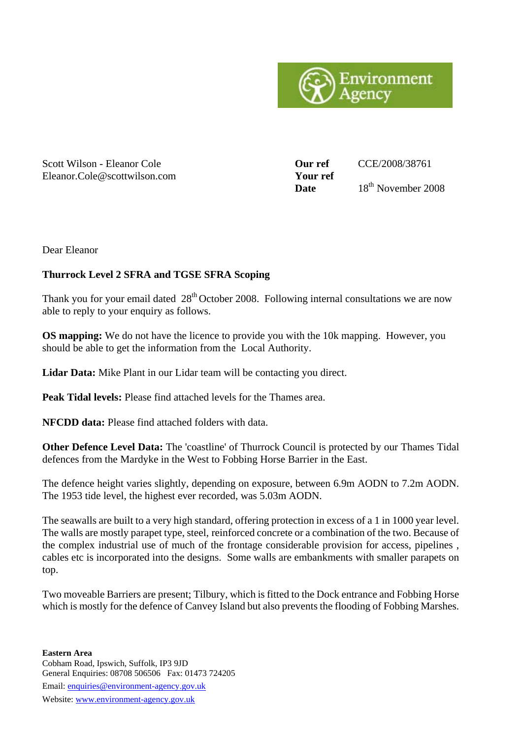Environment Agency

Scott Wilson - Eleanor Cole
Eleanor.Cole@scottwilson.com

**Our ref** CCE/2008/38761
**Your ref**
**Date** 18th November 2008

Dear Eleanor

**Thurrock Level 2 SFRA and TGSE SFRA Scoping**

Thank you for your email dated 28th October 2008. Following internal consultations we are now able to reply to your enquiry as follows.

**OS mapping:** We do not have the licence to provide you with the 10k mapping. However, you should be able to get the information from the Local Authority.

**Lidar Data:** Mike Plant in our Lidar team will be contacting you direct.

**Peak Tidal levels:** Please find attached levels for the Thames area.

**NFCDD data:** Please find attached folders with data.

**Other Defence Level Data:** The 'coastline' of Thurrock Council is protected by our Thames Tidal defences from the Mardyke in the West to Fobbing Horse Barrier in the East.

The defence height varies slightly, depending on exposure, between 6.9m AODN to 7.2m AODN. The 1953 tide level, the highest ever recorded, was 5.03m AODN.

The seawalls are built to a very high standard, offering protection in excess of a 1 in 1000 year level. The walls are mostly parapet type, steel, reinforced concrete or a combination of the two. Because of the complex industrial use of much of the frontage considerable provision for access, pipelines , cables etc is incorporated into the designs. Some walls are embankments with smaller parapets on top.

Two moveable Barriers are present; Tilbury, which is fitted to the Dock entrance and Fobbing Horse which is mostly for the defence of Canvey Island but also prevents the flooding of Fobbing Marshes.

**Eastern Area**
Cobham Road, Ipswich, Suffolk, IP3 9JD
General Enquiries: 08708 506506 Fax: 01473 724205
Email: enquiries@environment-agency.gov.uk
Website: www.environment-agency.gov.uk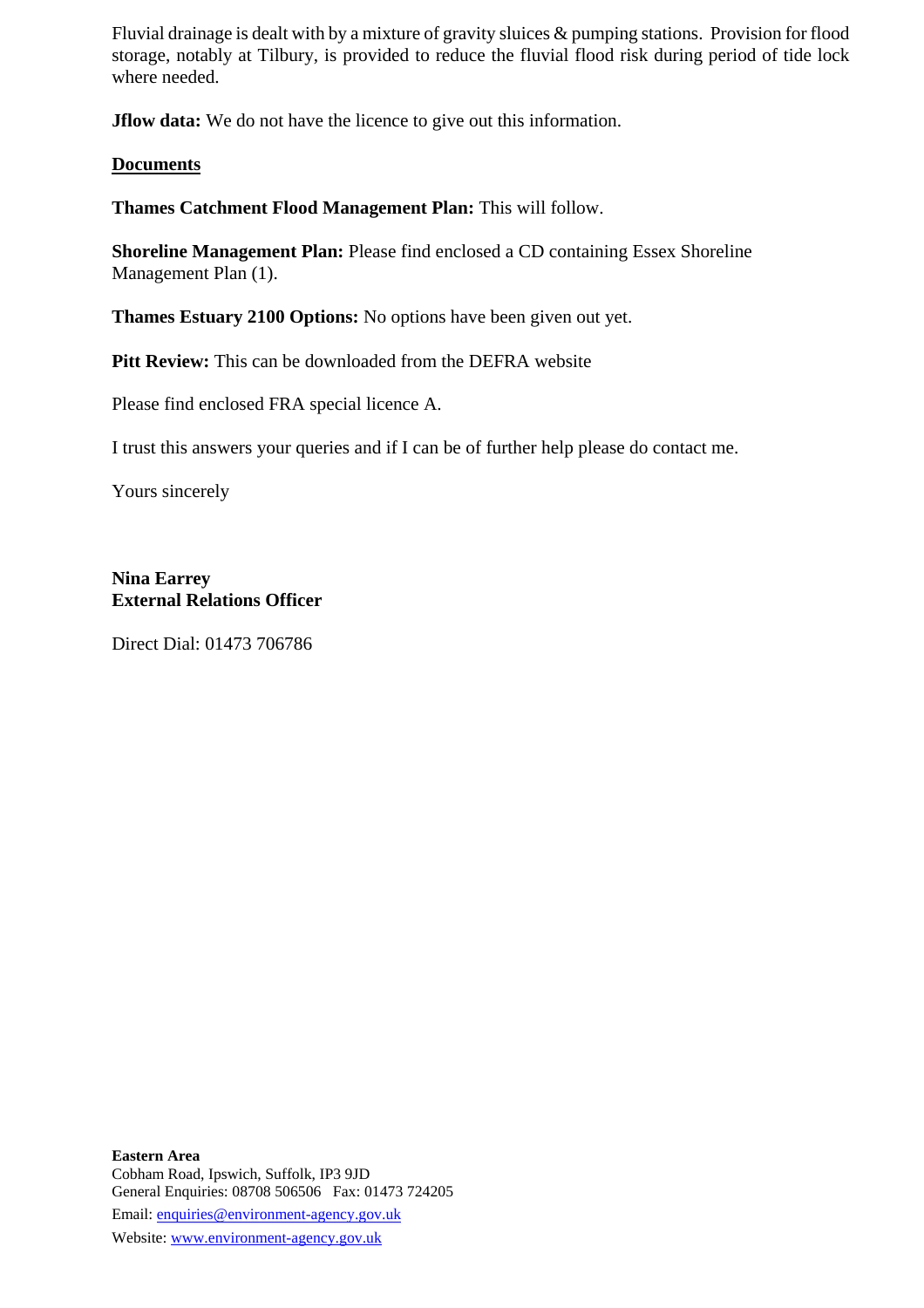Fluvial drainage is dealt with by a mixture of gravity sluices & pumping stations. Provision for flood storage, notably at Tilbury, is provided to reduce the fluvial flood risk during period of tide lock where needed.

**Jflow data:** We do not have the licence to give out this information.

**Documents**

**Thames Catchment Flood Management Plan:** This will follow.

**Shoreline Management Plan:** Please find enclosed a CD containing Essex Shoreline Management Plan (1).

**Thames Estuary 2100 Options:** No options have been given out yet.

**Pitt Review:** This can be downloaded from the DEFRA website

Please find enclosed FRA special licence A.

I trust this answers your queries and if I can be of further help please do contact me.

Yours sincerely

**Nina Earrey**
**External Relations Officer**

Direct Dial: 01473 706786

**Eastern Area**
Cobham Road, Ipswich, Suffolk, IP3 9JD
General Enquiries: 08708 506506 Fax: 01473 724205
Email: enquiries@environment-agency.gov.uk
Website: www.environment-agency.gov.uk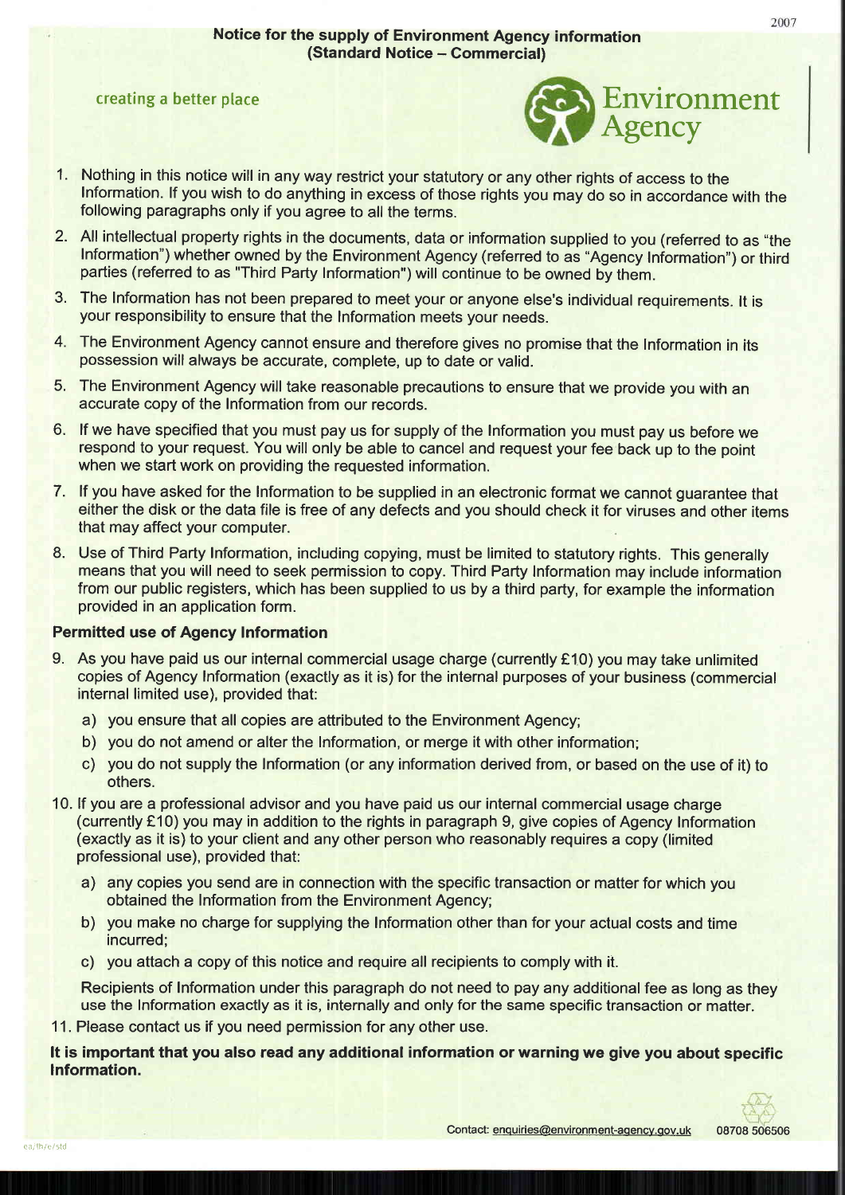# Notice for the supply of Environment Agency information (Standard Notice – Commercial)

creating a better place

Environment Agency

1. Nothing in this notice will in any way restrict your statutory or any other rights of access to the Information. If you wish to do anything in excess of those rights you may do so in accordance with the following paragraphs only if you agree to all the terms.
2. All intellectual property rights in the documents, data or information supplied to you (referred to as "the Information") whether owned by the Environment Agency (referred to as "Agency Information") or third parties (referred to as "Third Party Information") will continue to be owned by them.
3. The Information has not been prepared to meet your or anyone else's individual requirements. It is your responsibility to ensure that the Information meets your needs.
4. The Environment Agency cannot ensure and therefore gives no promise that the Information in its possession will always be accurate, complete, up to date or valid.
5. The Environment Agency will take reasonable precautions to ensure that we provide you with an accurate copy of the Information from our records.
6. If we have specified that you must pay us for supply of the Information you must pay us before we respond to your request. You will only be able to cancel and request your fee back up to the point when we start work on providing the requested information.
7. If you have asked for the Information to be supplied in an electronic format we cannot guarantee that either the disk or the data file is free of any defects and you should check it for viruses and other items that may affect your computer.
8. Use of Third Party Information, including copying, must be limited to statutory rights. This generally means that you will need to seek permission to copy. Third Party Information may include information from our public registers, which has been supplied to us by a third party, for example the information provided in an application form.

## Permitted use of Agency Information

9. As you have paid us our internal commercial usage charge (currently £10) you may take unlimited copies of Agency Information (exactly as it is) for the internal purposes of your business (commercial internal limited use), provided that:
   a) you ensure that all copies are attributed to the Environment Agency;
   b) you do not amend or alter the Information, or merge it with other information;
   c) you do not supply the Information (or any information derived from, or based on the use of it) to others.
10. If you are a professional advisor and you have paid us our internal commercial usage charge (currently £10) you may in addition to the rights in paragraph 9, give copies of Agency Information (exactly as it is) to your client and any other person who reasonably requires a copy (limited professional use), provided that:
    a) any copies you send are in connection with the specific transaction or matter for which you obtained the Information from the Environment Agency;
    b) you make no charge for supplying the Information other than for your actual costs and time incurred;
    c) you attach a copy of this notice and require all recipients to comply with it.

    Recipients of Information under this paragraph do not need to pay any additional fee as long as they use the Information exactly as it is, internally and only for the same specific transaction or matter.
11. Please contact us if you need permission for any other use.

**It is important that you also read any additional information or warning we give you about specific Information.**

Contact: enquiries@environment-agency.gov.uk 08708 506506